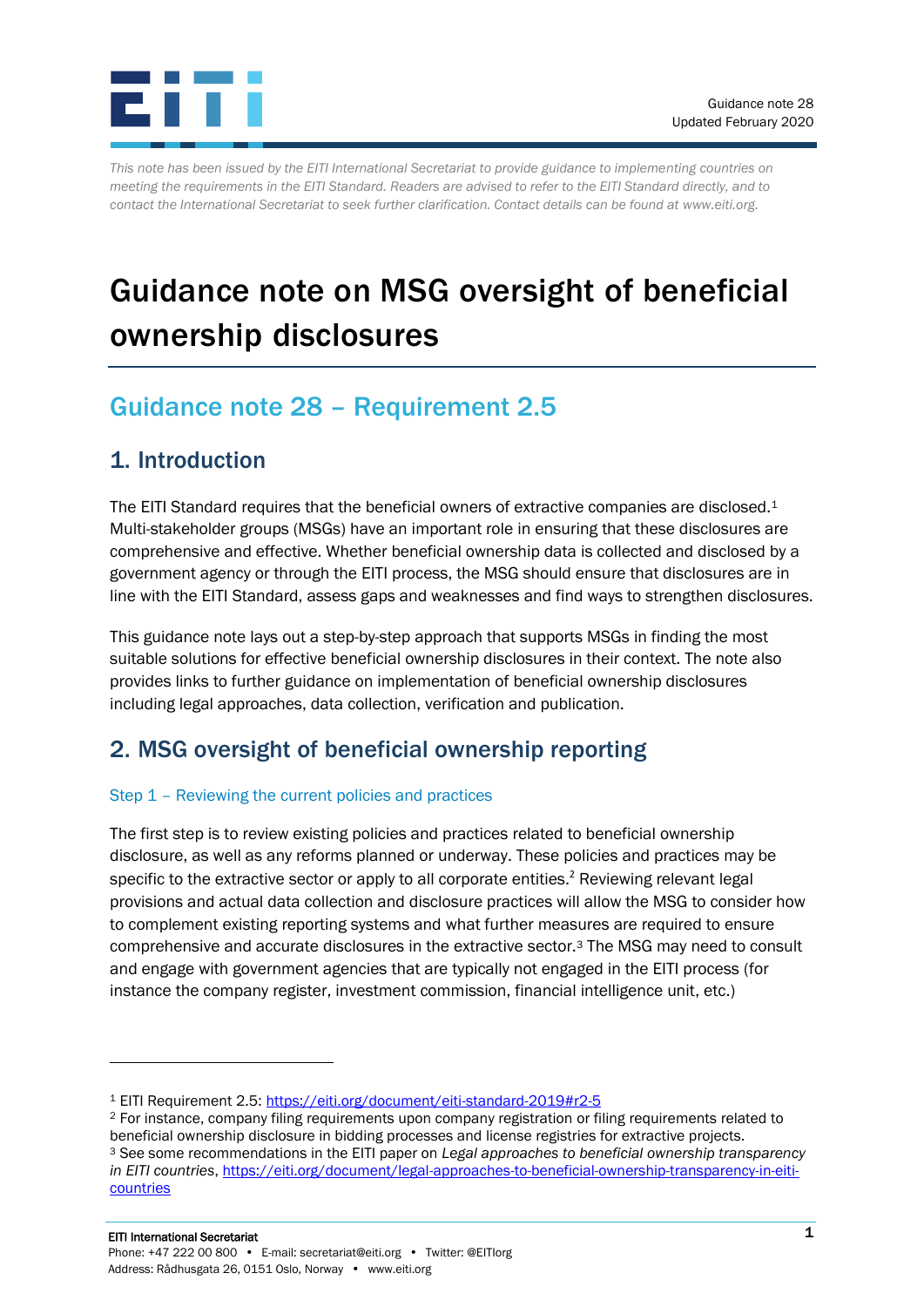Guidance note 28
Updated February 2020

*This note has been issued by the EITI International Secretariat to provide guidance to implementing countries on meeting the requirements in the EITI Standard. Readers are advised to refer to the EITI Standard directly, and to contact the International Secretariat to seek further clarification. Contact details can be found at www.eiti.org.*

# Guidance note on MSG oversight of beneficial ownership disclosures

## Guidance note 28 – Requirement 2.5

## 1. Introduction

The EITI Standard requires that the beneficial owners of extractive companies are disclosed.[1] Multi-stakeholder groups (MSGs) have an important role in ensuring that these disclosures are comprehensive and effective. Whether beneficial ownership data is collected and disclosed by a government agency or through the EITI process, the MSG should ensure that disclosures are in line with the EITI Standard, assess gaps and weaknesses and find ways to strengthen disclosures.

This guidance note lays out a step-by-step approach that supports MSGs in finding the most suitable solutions for effective beneficial ownership disclosures in their context. The note also provides links to further guidance on implementation of beneficial ownership disclosures including legal approaches, data collection, verification and publication.

## 2. MSG oversight of beneficial ownership reporting

### Step 1 – Reviewing the current policies and practices

The first step is to review existing policies and practices related to beneficial ownership disclosure, as well as any reforms planned or underway. These policies and practices may be specific to the extractive sector or apply to all corporate entities.[2] Reviewing relevant legal provisions and actual data collection and disclosure practices will allow the MSG to consider how to complement existing reporting systems and what further measures are required to ensure comprehensive and accurate disclosures in the extractive sector.[3] The MSG may need to consult and engage with government agencies that are typically not engaged in the EITI process (for instance the company register, investment commission, financial intelligence unit, etc.)

[1] EITI Requirement 2.5: https://eiti.org/document/eiti-standard-2019#r2-5

[2] For instance, company filing requirements upon company registration or filing requirements related to beneficial ownership disclosure in bidding processes and license registries for extractive projects.

[3] See some recommendations in the EITI paper on *Legal approaches to beneficial ownership transparency in EITI countries*, https://eiti.org/document/legal-approaches-to-beneficial-ownership-transparency-in-eiti-countries

EITI International Secretariat
Phone: +47 222 00 800 • E-mail: secretariat@eiti.org • Twitter: @EITIorg
Address: Rådhusgata 26, 0151 Oslo, Norway • www.eiti.org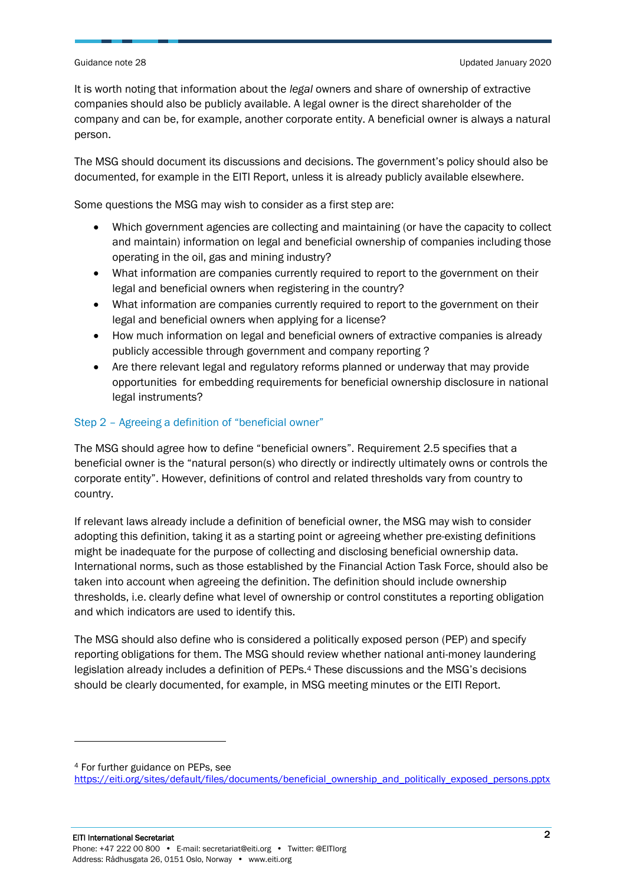It is worth noting that information about the *legal* owners and share of ownership of extractive companies should also be publicly available. A legal owner is the direct shareholder of the company and can be, for example, another corporate entity. A beneficial owner is always a natural person.

The MSG should document its discussions and decisions. The government's policy should also be documented, for example in the EITI Report, unless it is already publicly available elsewhere.

Some questions the MSG may wish to consider as a first step are:

- Which government agencies are collecting and maintaining (or have the capacity to collect and maintain) information on legal and beneficial ownership of companies including those operating in the oil, gas and mining industry?
- What information are companies currently required to report to the government on their legal and beneficial owners when registering in the country?
- What information are companies currently required to report to the government on their legal and beneficial owners when applying for a license?
- How much information on legal and beneficial owners of extractive companies is already publicly accessible through government and company reporting ?
- Are there relevant legal and regulatory reforms planned or underway that may provide opportunities for embedding requirements for beneficial ownership disclosure in national legal instruments?

### Step 2 – Agreeing a definition of "beneficial owner"

The MSG should agree how to define "beneficial owners". Requirement 2.5 specifies that a beneficial owner is the "natural person(s) who directly or indirectly ultimately owns or controls the corporate entity". However, definitions of control and related thresholds vary from country to country.

If relevant laws already include a definition of beneficial owner, the MSG may wish to consider adopting this definition, taking it as a starting point or agreeing whether pre-existing definitions might be inadequate for the purpose of collecting and disclosing beneficial ownership data. International norms, such as those established by the Financial Action Task Force, should also be taken into account when agreeing the definition. The definition should include ownership thresholds, i.e. clearly define what level of ownership or control constitutes a reporting obligation and which indicators are used to identify this.

The MSG should also define who is considered a politically exposed person (PEP) and specify reporting obligations for them. The MSG should review whether national anti-money laundering legislation already includes a definition of PEPs.[4] These discussions and the MSG's decisions should be clearly documented, for example, in MSG meeting minutes or the EITI Report.

[4] For further guidance on PEPs, see https://eiti.org/sites/default/files/documents/beneficial_ownership_and_politically_exposed_persons.pptx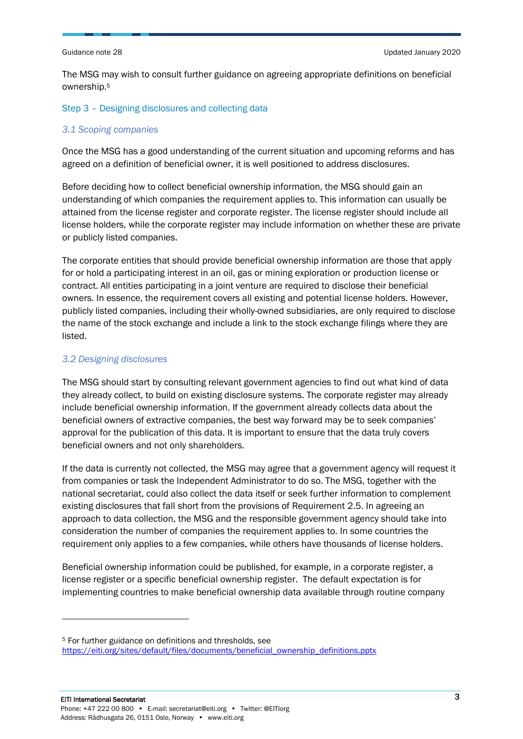The MSG may wish to consult further guidance on agreeing appropriate definitions on beneficial ownership.[5]

## Step 3 – Designing disclosures and collecting data

### *3.1 Scoping companies*

Once the MSG has a good understanding of the current situation and upcoming reforms and has agreed on a definition of beneficial owner, it is well positioned to address disclosures.

Before deciding how to collect beneficial ownership information, the MSG should gain an understanding of which companies the requirement applies to. This information can usually be attained from the license register and corporate register. The license register should include all license holders, while the corporate register may include information on whether these are private or publicly listed companies.

The corporate entities that should provide beneficial ownership information are those that apply for or hold a participating interest in an oil, gas or mining exploration or production license or contract. All entities participating in a joint venture are required to disclose their beneficial owners. In essence, the requirement covers all existing and potential license holders. However, publicly listed companies, including their wholly-owned subsidiaries, are only required to disclose the name of the stock exchange and include a link to the stock exchange filings where they are listed.

### *3.2 Designing disclosures*

The MSG should start by consulting relevant government agencies to find out what kind of data they already collect, to build on existing disclosure systems. The corporate register may already include beneficial ownership information. If the government already collects data about the beneficial owners of extractive companies, the best way forward may be to seek companies' approval for the publication of this data. It is important to ensure that the data truly covers beneficial owners and not only shareholders.

If the data is currently not collected, the MSG may agree that a government agency will request it from companies or task the Independent Administrator to do so. The MSG, together with the national secretariat, could also collect the data itself or seek further information to complement existing disclosures that fall short from the provisions of Requirement 2.5. In agreeing an approach to data collection, the MSG and the responsible government agency should take into consideration the number of companies the requirement applies to. In some countries the requirement only applies to a few companies, while others have thousands of license holders.

Beneficial ownership information could be published, for example, in a corporate register, a license register or a specific beneficial ownership register. The default expectation is for implementing countries to make beneficial ownership data available through routine company

---

[5] For further guidance on definitions and thresholds, see https://eiti.org/sites/default/files/documents/beneficial_ownership_definitions.pptx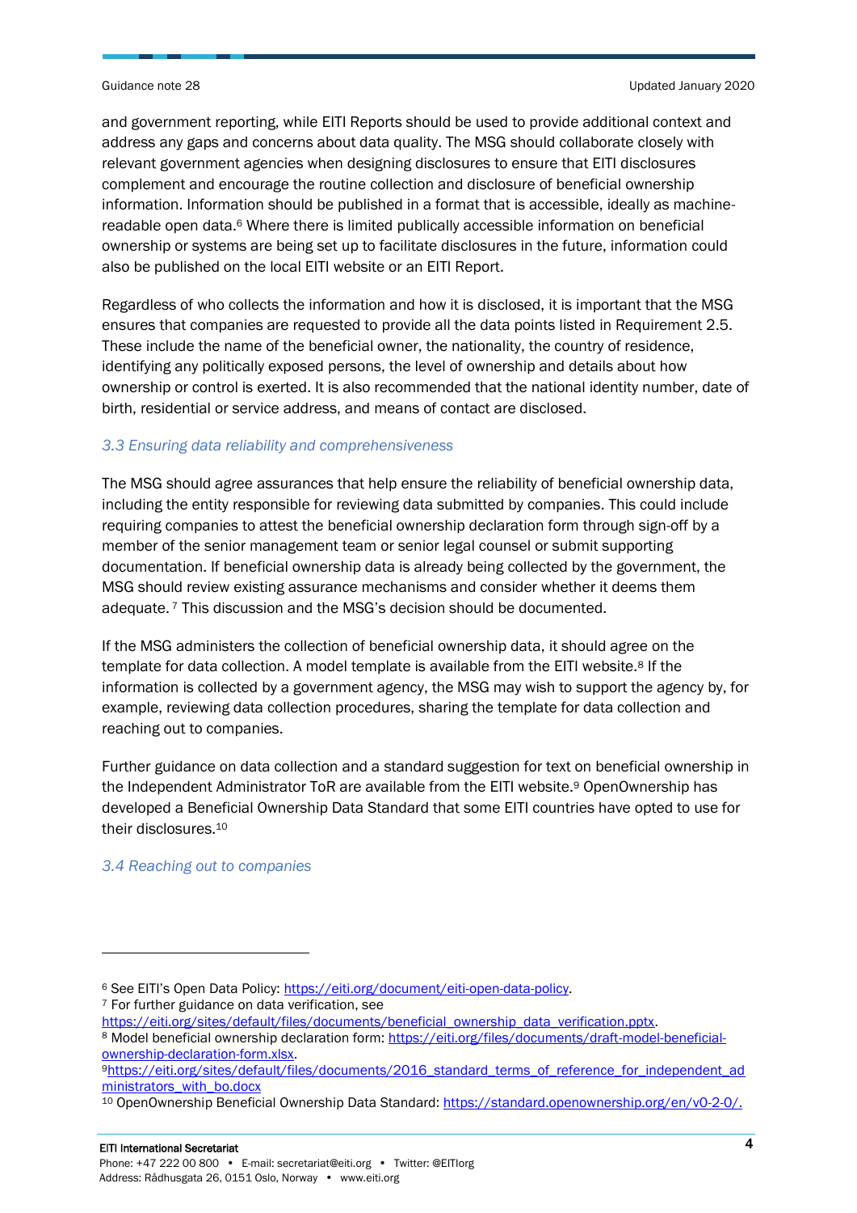and government reporting, while EITI Reports should be used to provide additional context and address any gaps and concerns about data quality. The MSG should collaborate closely with relevant government agencies when designing disclosures to ensure that EITI disclosures complement and encourage the routine collection and disclosure of beneficial ownership information. Information should be published in a format that is accessible, ideally as machine-readable open data.[6] Where there is limited publically accessible information on beneficial ownership or systems are being set up to facilitate disclosures in the future, information could also be published on the local EITI website or an EITI Report.

Regardless of who collects the information and how it is disclosed, it is important that the MSG ensures that companies are requested to provide all the data points listed in Requirement 2.5. These include the name of the beneficial owner, the nationality, the country of residence, identifying any politically exposed persons, the level of ownership and details about how ownership or control is exerted. It is also recommended that the national identity number, date of birth, residential or service address, and means of contact are disclosed.

### *3.3 Ensuring data reliability and comprehensiveness*

The MSG should agree assurances that help ensure the reliability of beneficial ownership data, including the entity responsible for reviewing data submitted by companies. This could include requiring companies to attest the beneficial ownership declaration form through sign-off by a member of the senior management team or senior legal counsel or submit supporting documentation. If beneficial ownership data is already being collected by the government, the MSG should review existing assurance mechanisms and consider whether it deems them adequate.[7] This discussion and the MSG's decision should be documented.

If the MSG administers the collection of beneficial ownership data, it should agree on the template for data collection. A model template is available from the EITI website.[8] If the information is collected by a government agency, the MSG may wish to support the agency by, for example, reviewing data collection procedures, sharing the template for data collection and reaching out to companies.

Further guidance on data collection and a standard suggestion for text on beneficial ownership in the Independent Administrator ToR are available from the EITI website.[9] OpenOwnership has developed a Beneficial Ownership Data Standard that some EITI countries have opted to use for their disclosures.[10]

### *3.4 Reaching out to companies*

---

[6] See EITI's Open Data Policy: https://eiti.org/document/eiti-open-data-policy.

[7] For further guidance on data verification, see https://eiti.org/sites/default/files/documents/beneficial_ownership_data_verification.pptx.

[8] Model beneficial ownership declaration form: https://eiti.org/files/documents/draft-model-beneficial-ownership-declaration-form.xlsx.

[9] https://eiti.org/sites/default/files/documents/2016_standard_terms_of_reference_for_independent_administrators_with_bo.docx

[10] OpenOwnership Beneficial Ownership Data Standard: https://standard.openownership.org/en/v0-2-0/.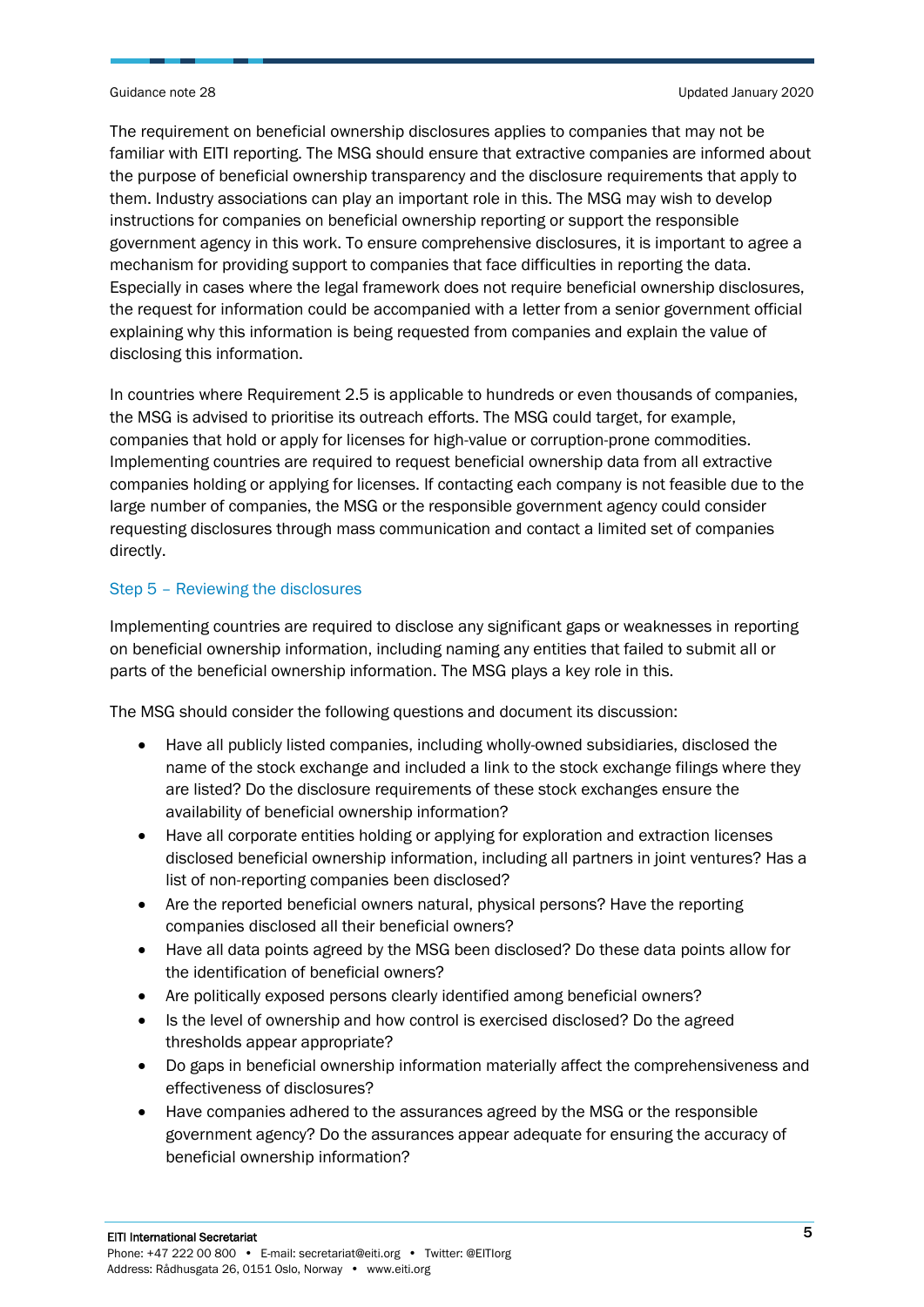The requirement on beneficial ownership disclosures applies to companies that may not be familiar with EITI reporting. The MSG should ensure that extractive companies are informed about the purpose of beneficial ownership transparency and the disclosure requirements that apply to them. Industry associations can play an important role in this. The MSG may wish to develop instructions for companies on beneficial ownership reporting or support the responsible government agency in this work. To ensure comprehensive disclosures, it is important to agree a mechanism for providing support to companies that face difficulties in reporting the data. Especially in cases where the legal framework does not require beneficial ownership disclosures, the request for information could be accompanied with a letter from a senior government official explaining why this information is being requested from companies and explain the value of disclosing this information.

In countries where Requirement 2.5 is applicable to hundreds or even thousands of companies, the MSG is advised to prioritise its outreach efforts. The MSG could target, for example, companies that hold or apply for licenses for high-value or corruption-prone commodities. Implementing countries are required to request beneficial ownership data from all extractive companies holding or applying for licenses. If contacting each company is not feasible due to the large number of companies, the MSG or the responsible government agency could consider requesting disclosures through mass communication and contact a limited set of companies directly.

### Step 5 – Reviewing the disclosures

Implementing countries are required to disclose any significant gaps or weaknesses in reporting on beneficial ownership information, including naming any entities that failed to submit all or parts of the beneficial ownership information. The MSG plays a key role in this.

The MSG should consider the following questions and document its discussion:

- Have all publicly listed companies, including wholly-owned subsidiaries, disclosed the name of the stock exchange and included a link to the stock exchange filings where they are listed? Do the disclosure requirements of these stock exchanges ensure the availability of beneficial ownership information?
- Have all corporate entities holding or applying for exploration and extraction licenses disclosed beneficial ownership information, including all partners in joint ventures? Has a list of non-reporting companies been disclosed?
- Are the reported beneficial owners natural, physical persons? Have the reporting companies disclosed all their beneficial owners?
- Have all data points agreed by the MSG been disclosed? Do these data points allow for the identification of beneficial owners?
- Are politically exposed persons clearly identified among beneficial owners?
- Is the level of ownership and how control is exercised disclosed? Do the agreed thresholds appear appropriate?
- Do gaps in beneficial ownership information materially affect the comprehensiveness and effectiveness of disclosures?
- Have companies adhered to the assurances agreed by the MSG or the responsible government agency? Do the assurances appear adequate for ensuring the accuracy of beneficial ownership information?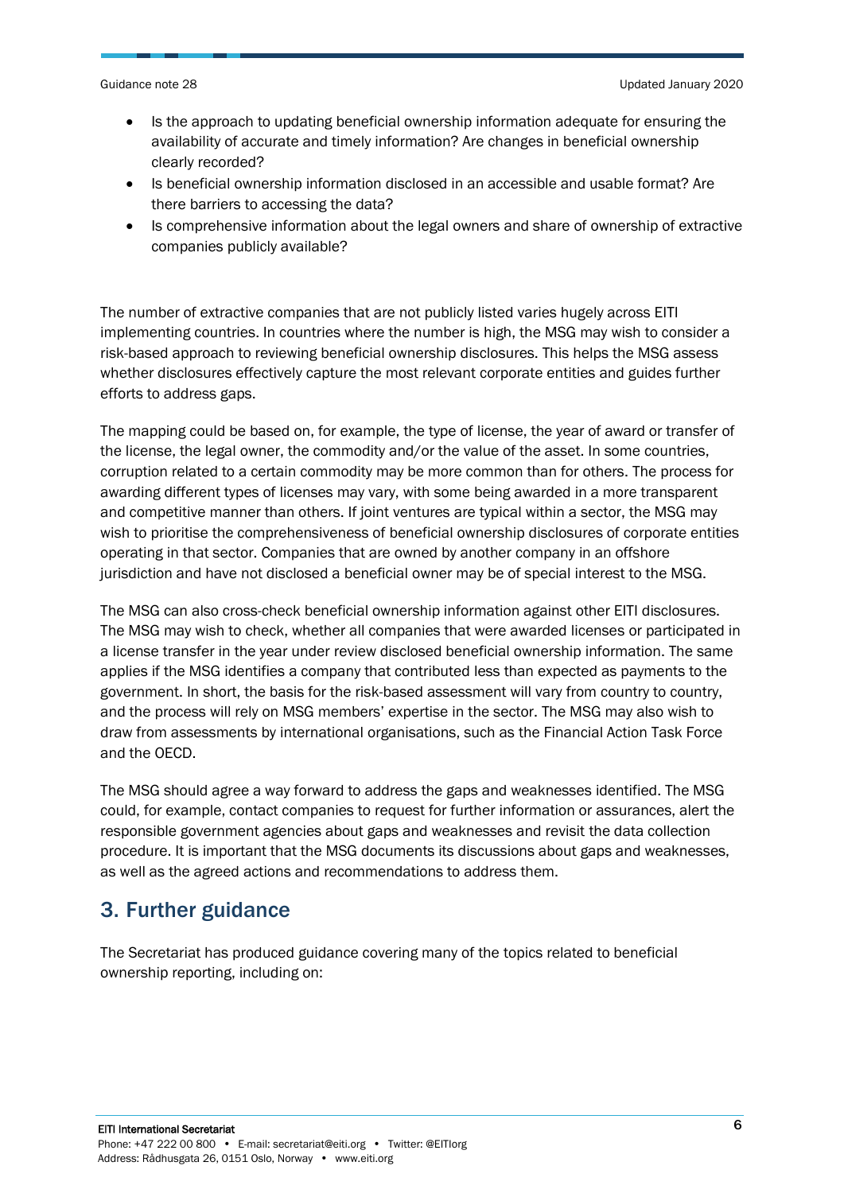- Is the approach to updating beneficial ownership information adequate for ensuring the availability of accurate and timely information? Are changes in beneficial ownership clearly recorded?
- Is beneficial ownership information disclosed in an accessible and usable format? Are there barriers to accessing the data?
- Is comprehensive information about the legal owners and share of ownership of extractive companies publicly available?

The number of extractive companies that are not publicly listed varies hugely across EITI implementing countries. In countries where the number is high, the MSG may wish to consider a risk-based approach to reviewing beneficial ownership disclosures. This helps the MSG assess whether disclosures effectively capture the most relevant corporate entities and guides further efforts to address gaps.

The mapping could be based on, for example, the type of license, the year of award or transfer of the license, the legal owner, the commodity and/or the value of the asset. In some countries, corruption related to a certain commodity may be more common than for others. The process for awarding different types of licenses may vary, with some being awarded in a more transparent and competitive manner than others. If joint ventures are typical within a sector, the MSG may wish to prioritise the comprehensiveness of beneficial ownership disclosures of corporate entities operating in that sector. Companies that are owned by another company in an offshore jurisdiction and have not disclosed a beneficial owner may be of special interest to the MSG.

The MSG can also cross-check beneficial ownership information against other EITI disclosures. The MSG may wish to check, whether all companies that were awarded licenses or participated in a license transfer in the year under review disclosed beneficial ownership information. The same applies if the MSG identifies a company that contributed less than expected as payments to the government. In short, the basis for the risk-based assessment will vary from country to country, and the process will rely on MSG members' expertise in the sector. The MSG may also wish to draw from assessments by international organisations, such as the Financial Action Task Force and the OECD.

The MSG should agree a way forward to address the gaps and weaknesses identified. The MSG could, for example, contact companies to request for further information or assurances, alert the responsible government agencies about gaps and weaknesses and revisit the data collection procedure. It is important that the MSG documents its discussions about gaps and weaknesses, as well as the agreed actions and recommendations to address them.

## 3. Further guidance

The Secretariat has produced guidance covering many of the topics related to beneficial ownership reporting, including on: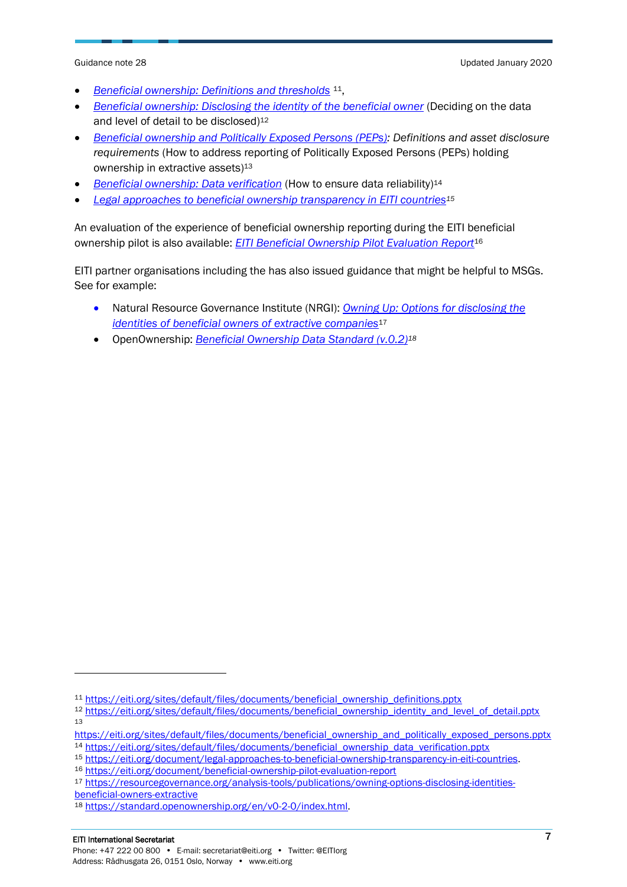- *Beneficial ownership: Definitions and thresholds* [11],
- *Beneficial ownership: Disclosing the identity of the beneficial owner* (Deciding on the data and level of detail to be disclosed)[12]
- *Beneficial ownership and Politically Exposed Persons (PEPs): Definitions and asset disclosure requirements* (How to address reporting of Politically Exposed Persons (PEPs) holding ownership in extractive assets)[13]
- *Beneficial ownership: Data verification* (How to ensure data reliability)[14]
- *Legal approaches to beneficial ownership transparency in EITI countries*[15]

An evaluation of the experience of beneficial ownership reporting during the EITI beneficial ownership pilot is also available: *EITI Beneficial Ownership Pilot Evaluation Report*[16]

EITI partner organisations including the has also issued guidance that might be helpful to MSGs. See for example:

- Natural Resource Governance Institute (NRGI): *Owning Up: Options for disclosing the identities of beneficial owners of extractive companies*[17]
- OpenOwnership: *Beneficial Ownership Data Standard (v.0.2)*[18]

---

[11] https://eiti.org/sites/default/files/documents/beneficial_ownership_definitions.pptx
[12] https://eiti.org/sites/default/files/documents/beneficial_ownership_identity_and_level_of_detail.pptx
[13] https://eiti.org/sites/default/files/documents/beneficial_ownership_and_politically_exposed_persons.pptx
[14] https://eiti.org/sites/default/files/documents/beneficial_ownership_data_verification.pptx
[15] https://eiti.org/document/legal-approaches-to-beneficial-ownership-transparency-in-eiti-countries.
[16] https://eiti.org/document/beneficial-ownership-pilot-evaluation-report
[17] https://resourcegovernance.org/analysis-tools/publications/owning-options-disclosing-identities-beneficial-owners-extractive
[18] https://standard.openownership.org/en/v0-2-0/index.html.

EITI International Secretariat
Phone: +47 222 00 800 • E-mail: secretariat@eiti.org • Twitter: @EITIorg
Address: Rådhusgata 26, 0151 Oslo, Norway • www.eiti.org